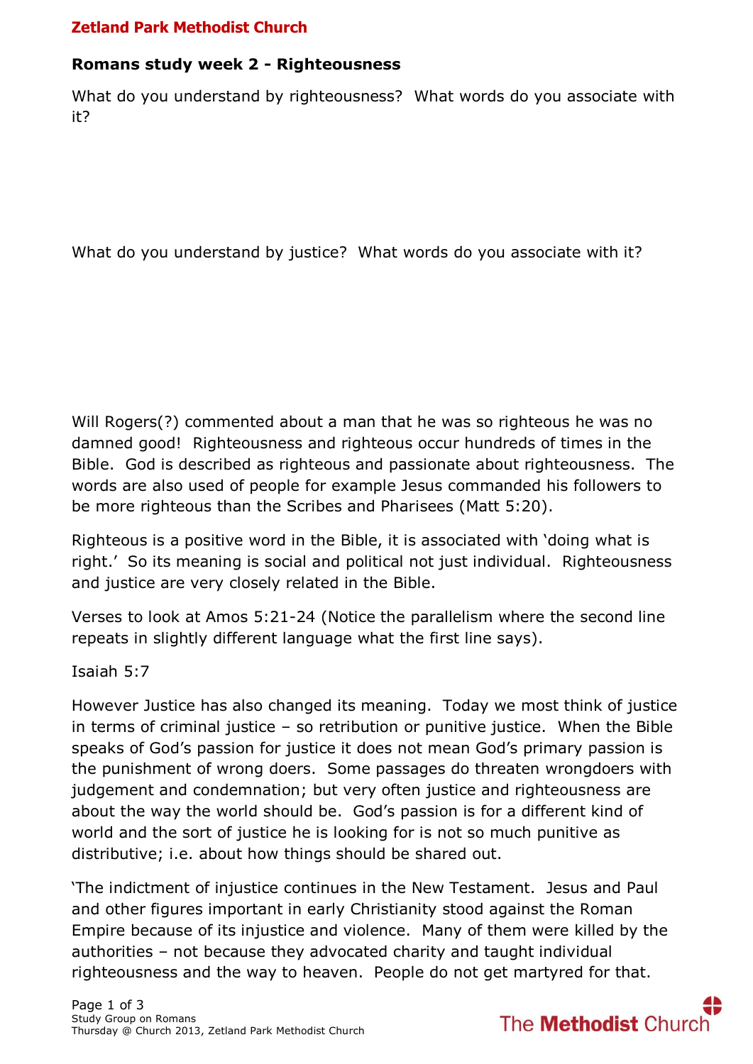**Zetland Park Methodist Church**

## Romans study week 2 - Righteousness

What do you understand by righteousness? What words do you associate with it?

What do you understand by justice? What words do you associate with it?

Will Rogers(?) commented about a man that he was so righteous he was no damned good! Righteousness and righteous occur hundreds of times in the Bible. God is described as righteous and passionate about righteousness. The words are also used of people for example Jesus commanded his followers to be more righteous than the Scribes and Pharisees (Matt 5:20).

Righteous is a positive word in the Bible, it is associated with 'doing what is right.' So its meaning is social and political not just individual. Righteousness and justice are very closely related in the Bible.

Verses to look at Amos 5:21-24 (Notice the parallelism where the second line repeats in slightly different language what the first line says).

Isaiah 5:7

However Justice has also changed its meaning. Today we most think of justice in terms of criminal justice – so retribution or punitive justice. When the Bible speaks of God's passion for justice it does not mean God's primary passion is the punishment of wrong doers. Some passages do threaten wrongdoers with judgement and condemnation; but very often justice and righteousness are about the way the world should be. God's passion is for a different kind of world and the sort of justice he is looking for is not so much punitive as distributive; i.e. about how things should be shared out.

'The indictment of injustice continues in the New Testament. Jesus and Paul and other figures important in early Christianity stood against the Roman Empire because of its injustice and violence. Many of them were killed by the authorities – not because they advocated charity and taught individual righteousness and the way to heaven. People do not get martyred for that.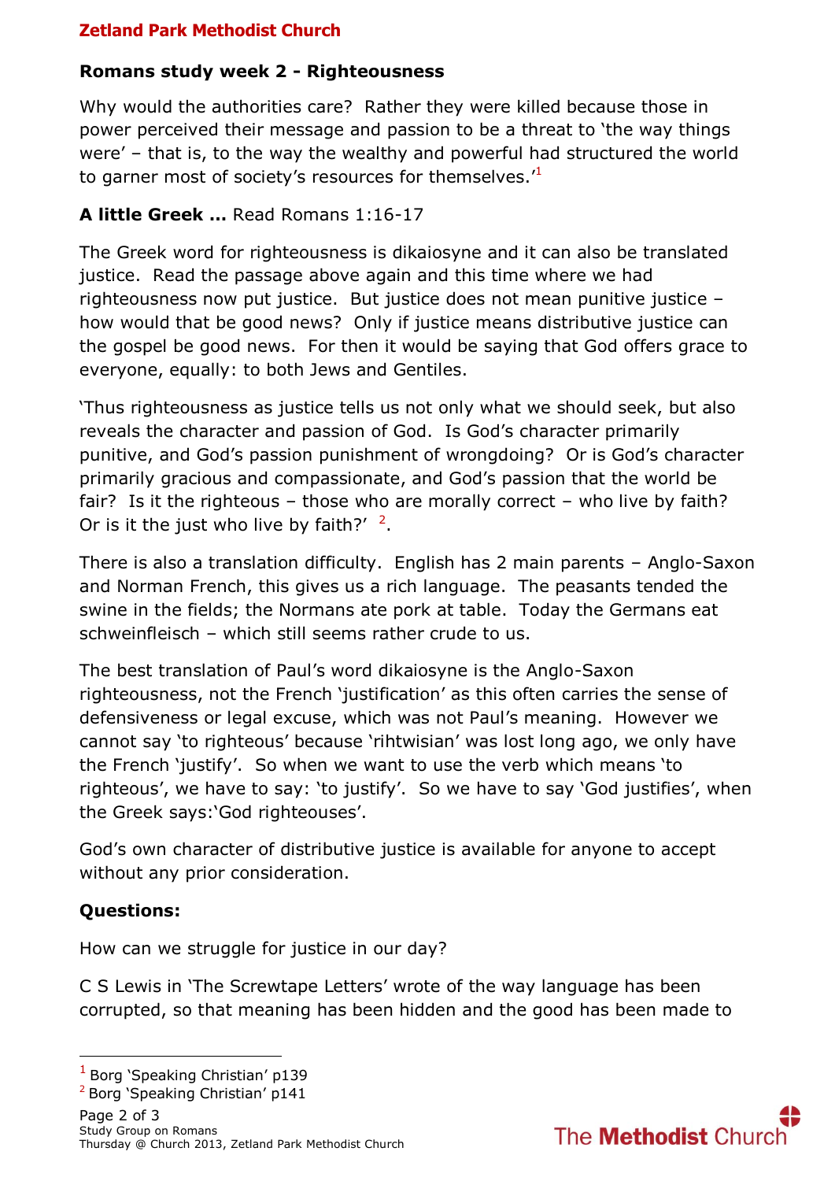## Romans study week 2 - Righteousness

Why would the authorities care? Rather they were killed because those in power perceived their message and passion to be a threat to 'the way things were' – that is, to the way the wealthy and powerful had structured the world to garner most of society's resources for themselves.'[1]

**A little Greek …** Read Romans 1:16-17

The Greek word for righteousness is dikaiosyne and it can also be translated justice. Read the passage above again and this time where we had righteousness now put justice. But justice does not mean punitive justice – how would that be good news? Only if justice means distributive justice can the gospel be good news. For then it would be saying that God offers grace to everyone, equally: to both Jews and Gentiles.

'Thus righteousness as justice tells us not only what we should seek, but also reveals the character and passion of God. Is God's character primarily punitive, and God's passion punishment of wrongdoing? Or is God's character primarily gracious and compassionate, and God's passion that the world be fair? Is it the righteous – those who are morally correct – who live by faith? Or is it the just who live by faith?' [2].

There is also a translation difficulty. English has 2 main parents – Anglo-Saxon and Norman French, this gives us a rich language. The peasants tended the swine in the fields; the Normans ate pork at table. Today the Germans eat schweinfleisch – which still seems rather crude to us.

The best translation of Paul's word dikaiosyne is the Anglo-Saxon righteousness, not the French 'justification' as this often carries the sense of defensiveness or legal excuse, which was not Paul's meaning. However we cannot say 'to righteous' because 'rihtwisian' was lost long ago, we only have the French 'justify'. So when we want to use the verb which means 'to righteous', we have to say: 'to justify'. So we have to say 'God justifies', when the Greek says:'God righteouses'.

God's own character of distributive justice is available for anyone to accept without any prior consideration.

### Questions:

How can we struggle for justice in our day?

C S Lewis in 'The Screwtape Letters' wrote of the way language has been corrupted, so that meaning has been hidden and the good has been made to

---

[1] Borg 'Speaking Christian' p139

[2] Borg 'Speaking Christian' p141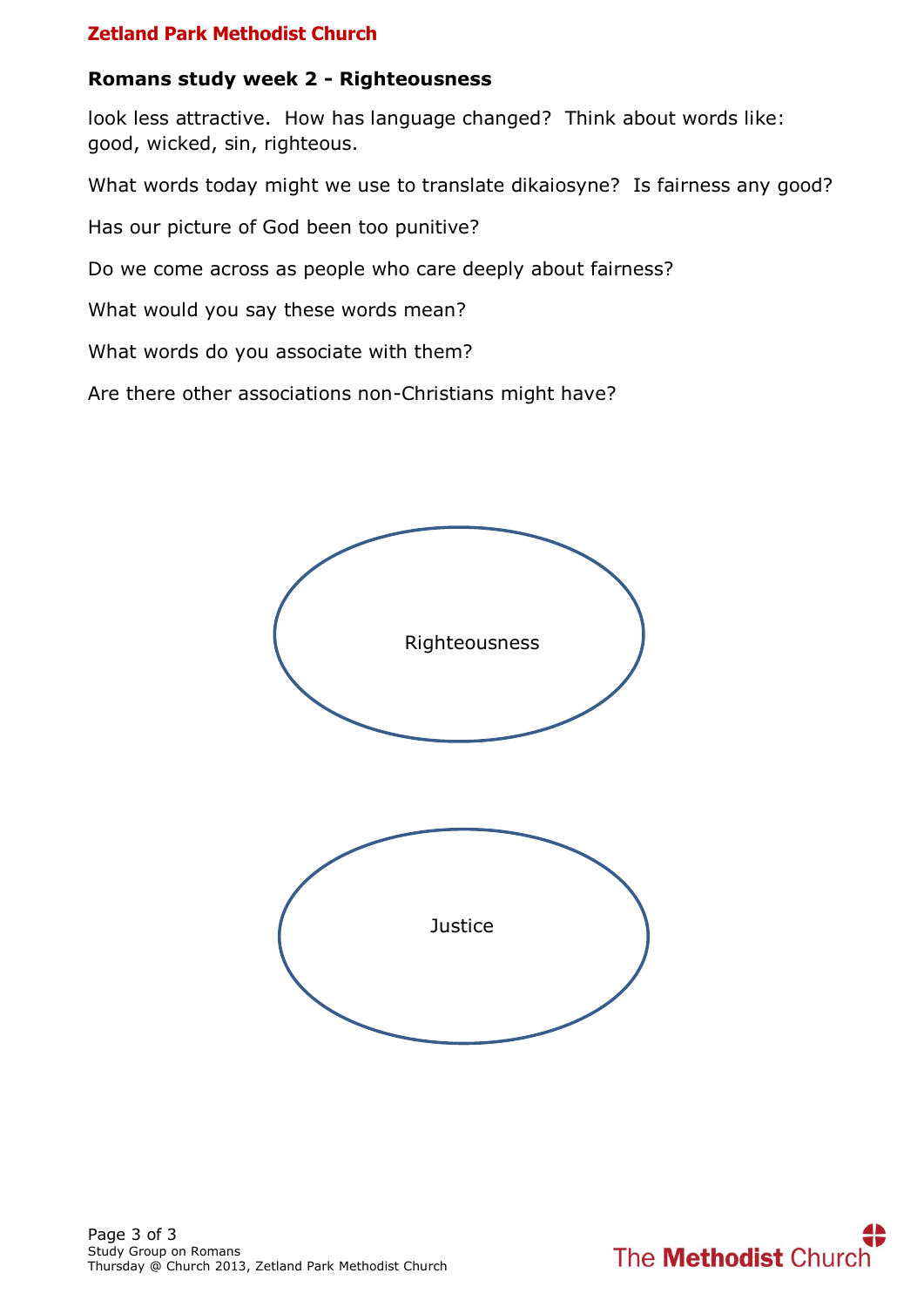look less attractive. How has language changed? Think about words like: good, wicked, sin, righteous.

What words today might we use to translate dikaiosyne? Is fairness any good?

Has our picture of God been too punitive?

Do we come across as people who care deeply about fairness?

What would you say these words mean?

What words do you associate with them?

Are there other associations non-Christians might have?

Righteousness

Justice